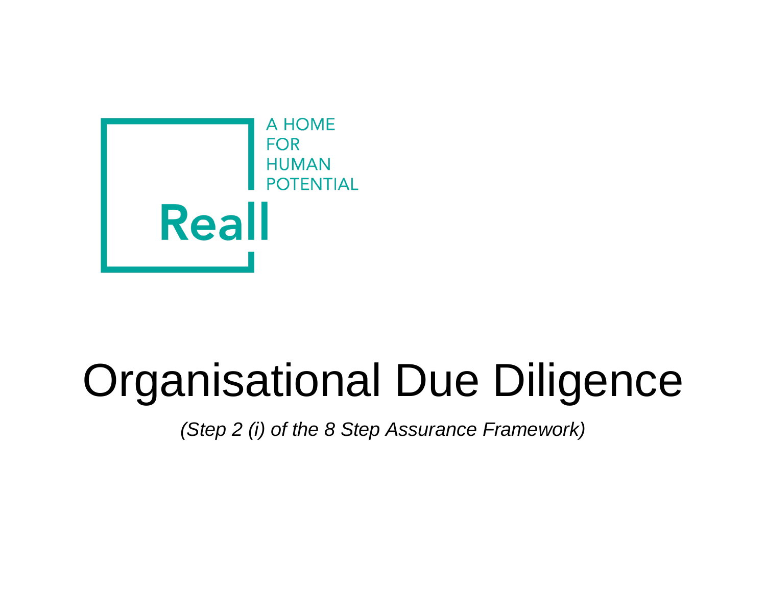A HOME
FOR
HUMAN
POTENTIAL

Reall

# Organisational Due Diligence

*(Step 2 (i) of the 8 Step Assurance Framework)*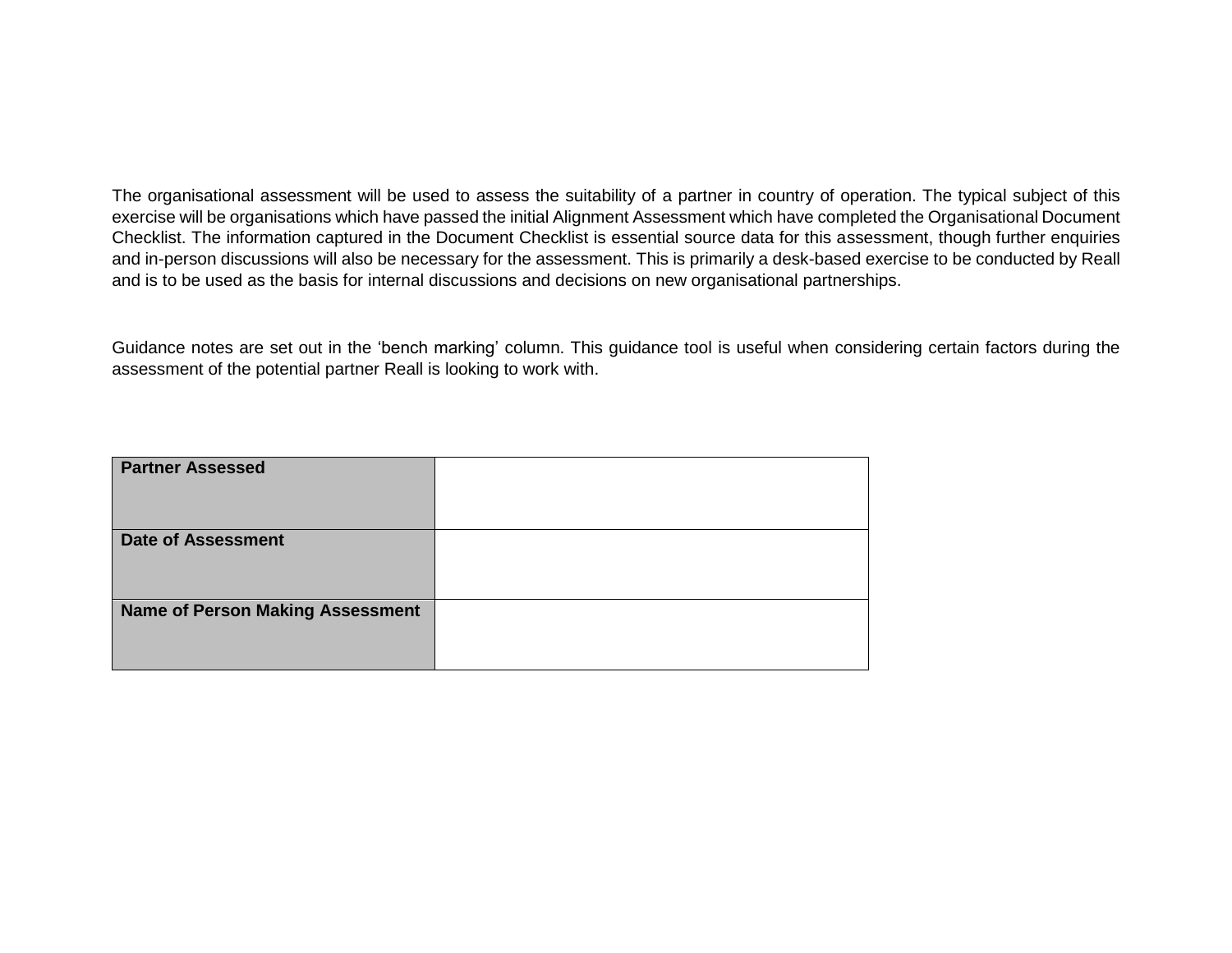The organisational assessment will be used to assess the suitability of a partner in country of operation. The typical subject of this exercise will be organisations which have passed the initial Alignment Assessment which have completed the Organisational Document Checklist. The information captured in the Document Checklist is essential source data for this assessment, though further enquiries and in-person discussions will also be necessary for the assessment. This is primarily a desk-based exercise to be conducted by Reall and is to be used as the basis for internal discussions and decisions on new organisational partnerships.

Guidance notes are set out in the ‘bench marking’ column. This guidance tool is useful when considering certain factors during the assessment of the potential partner Reall is looking to work with.

| **Partner Assessed** | |
|---|---|
| **Date of Assessment** | |
| **Name of Person Making Assessment** | |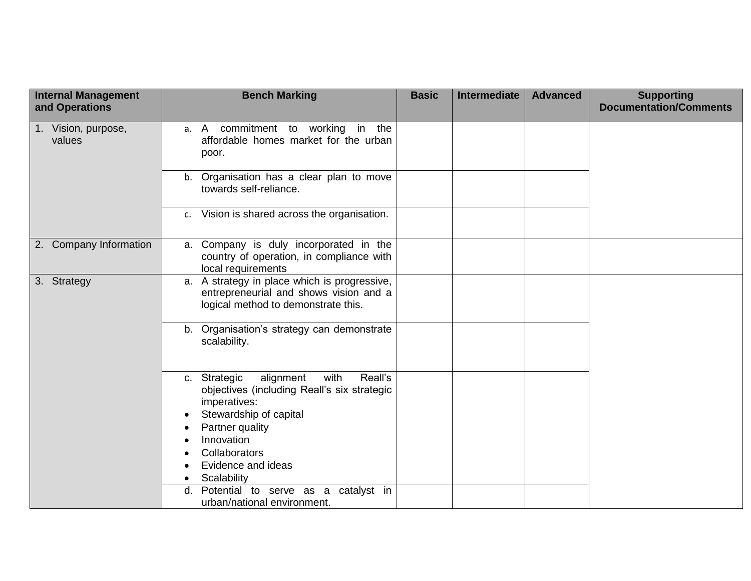| Internal Management and Operations | Bench Marking | Basic | Intermediate | Advanced | Supporting Documentation/Comments |
|---|---|---|---|---|---|
| 1. Vision, purpose, values | a. A commitment to working in the affordable homes market for the urban poor. | | | | |
| | b. Organisation has a clear plan to move towards self-reliance. | | | | |
| | c. Vision is shared across the organisation. | | | | |
| 2. Company Information | a. Company is duly incorporated in the country of operation, in compliance with local requirements | | | | |
| 3. Strategy | a. A strategy in place which is progressive, entrepreneurial and shows vision and a logical method to demonstrate this. | | | | |
| | b. Organisation's strategy can demonstrate scalability. | | | | |
| | c. Strategic alignment with Reall's objectives (including Reall's six strategic imperatives:<br>• Stewardship of capital<br>• Partner quality<br>• Innovation<br>• Collaborators<br>• Evidence and ideas<br>• Scalability | | | | |
| | d. Potential to serve as a catalyst in urban/national environment. | | | | |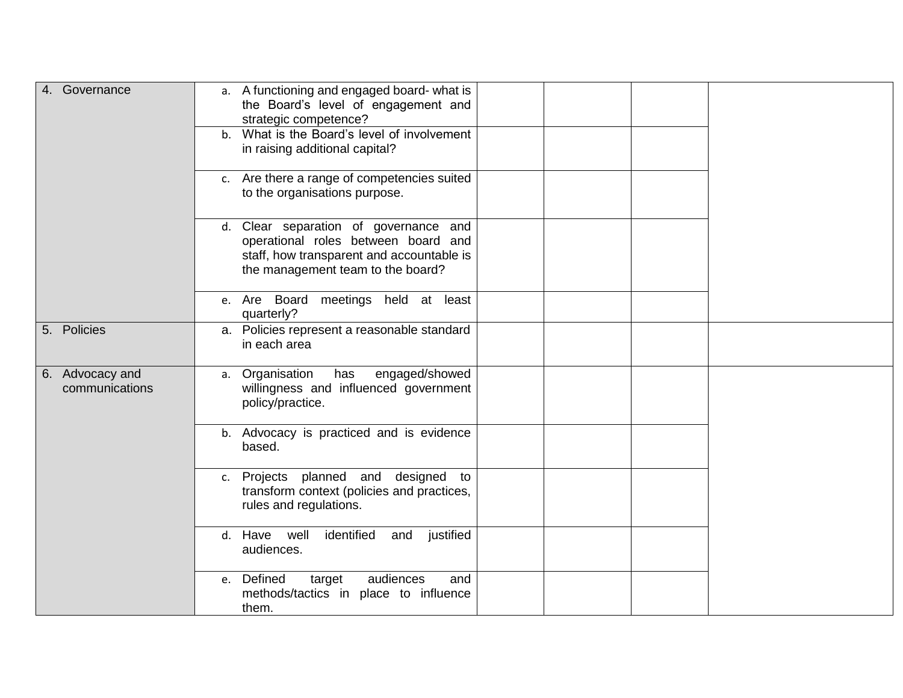| | | | | | |
|---|---|---|---|---|---|
| 4. Governance | a. A functioning and engaged board- what is the Board's level of engagement and strategic competence? | | | | |
| | b. What is the Board's level of involvement in raising additional capital? | | | | |
| | c. Are there a range of competencies suited to the organisations purpose. | | | | |
| | d. Clear separation of governance and operational roles between board and staff, how transparent and accountable is the management team to the board? | | | | |
| | e. Are Board meetings held at least quarterly? | | | | |
| 5. Policies | a. Policies represent a reasonable standard in each area | | | | |
| 6. Advocacy and communications | a. Organisation has engaged/showed willingness and influenced government policy/practice. | | | | |
| | b. Advocacy is practiced and is evidence based. | | | | |
| | c. Projects planned and designed to transform context (policies and practices, rules and regulations. | | | | |
| | d. Have well identified and justified audiences. | | | | |
| | e. Defined target audiences and methods/tactics in place to influence them. | | | | |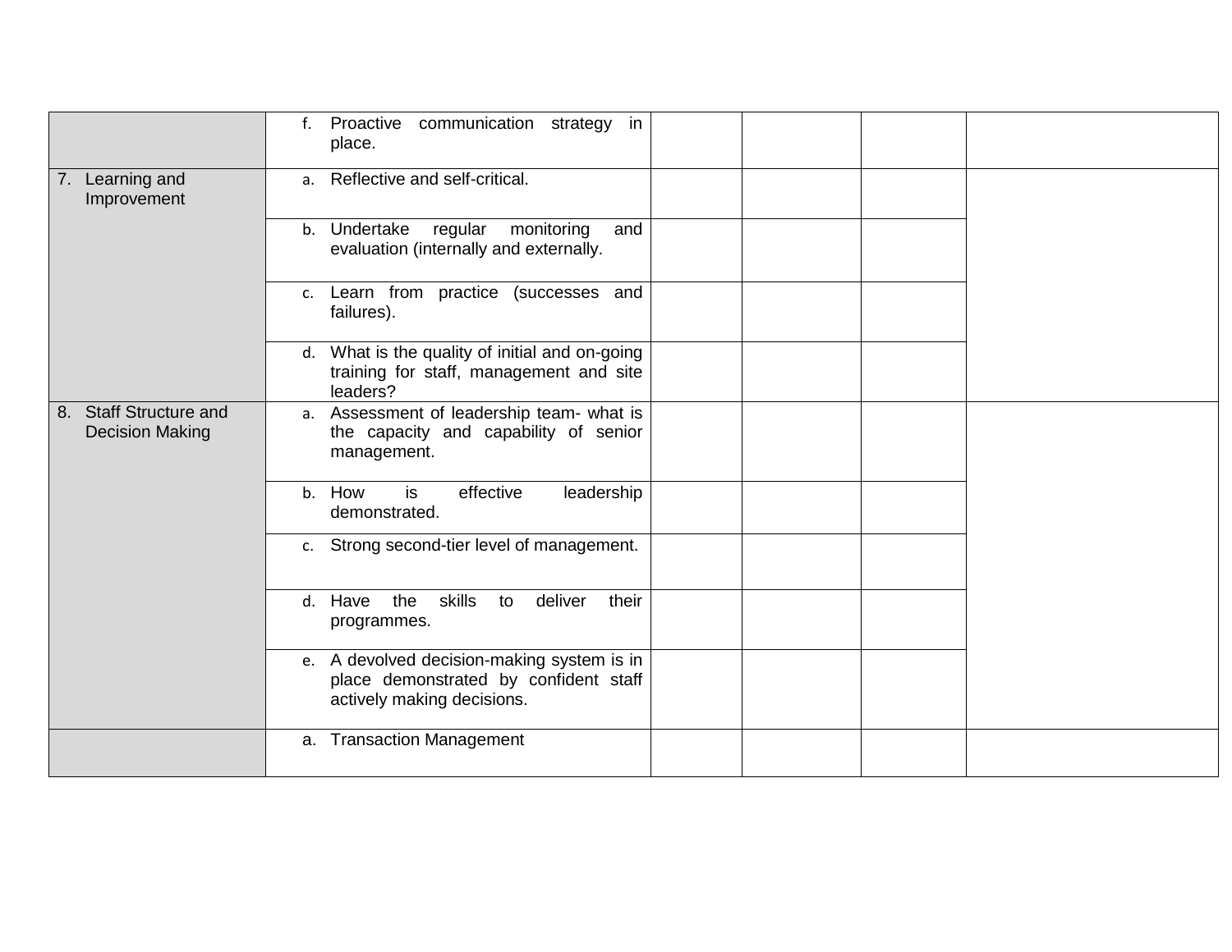| | | | | | |
|---|---|---|---|---|---|
| | f. Proactive communication strategy in place. | | | | |
| 7. Learning and Improvement | a. Reflective and self-critical. | | | | |
| | b. Undertake regular monitoring and evaluation (internally and externally. | | | | |
| | c. Learn from practice (successes and failures). | | | | |
| | d. What is the quality of initial and on-going training for staff, management and site leaders? | | | | |
| 8. Staff Structure and Decision Making | a. Assessment of leadership team- what is the capacity and capability of senior management. | | | | |
| | b. How is effective leadership demonstrated. | | | | |
| | c. Strong second-tier level of management. | | | | |
| | d. Have the skills to deliver their programmes. | | | | |
| | e. A devolved decision-making system is in place demonstrated by confident staff actively making decisions. | | | | |
| | a. Transaction Management | | | | |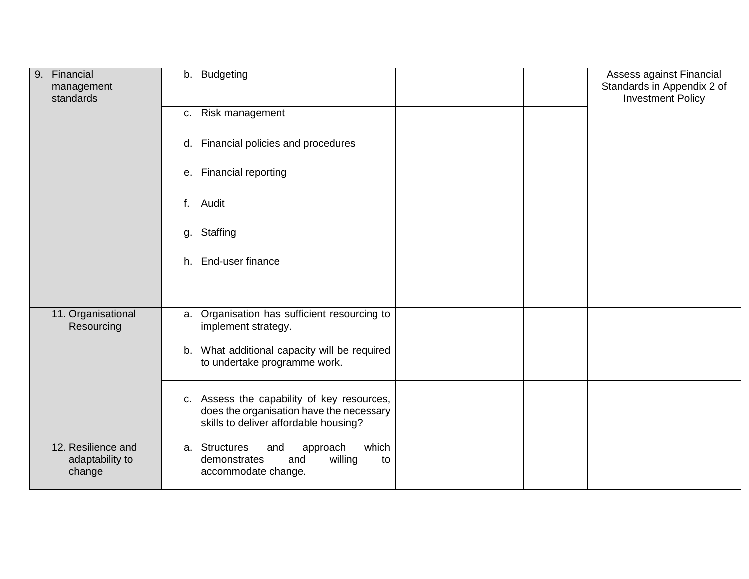| | | | | | |
|---|---|---|---|---|---|
| 9. Financial management standards | b. Budgeting | | | | Assess against Financial Standards in Appendix 2 of Investment Policy |
| | c. Risk management | | | | |
| | d. Financial policies and procedures | | | | |
| | e. Financial reporting | | | | |
| | f. Audit | | | | |
| | g. Staffing | | | | |
| | h. End-user finance | | | | |
| 11. Organisational Resourcing | a. Organisation has sufficient resourcing to implement strategy. | | | | |
| | b. What additional capacity will be required to undertake programme work. | | | | |
| | c. Assess the capability of key resources, does the organisation have the necessary skills to deliver affordable housing? | | | | |
| 12. Resilience and adaptability to change | a. Structures and approach which demonstrates and willing to accommodate change. | | | | |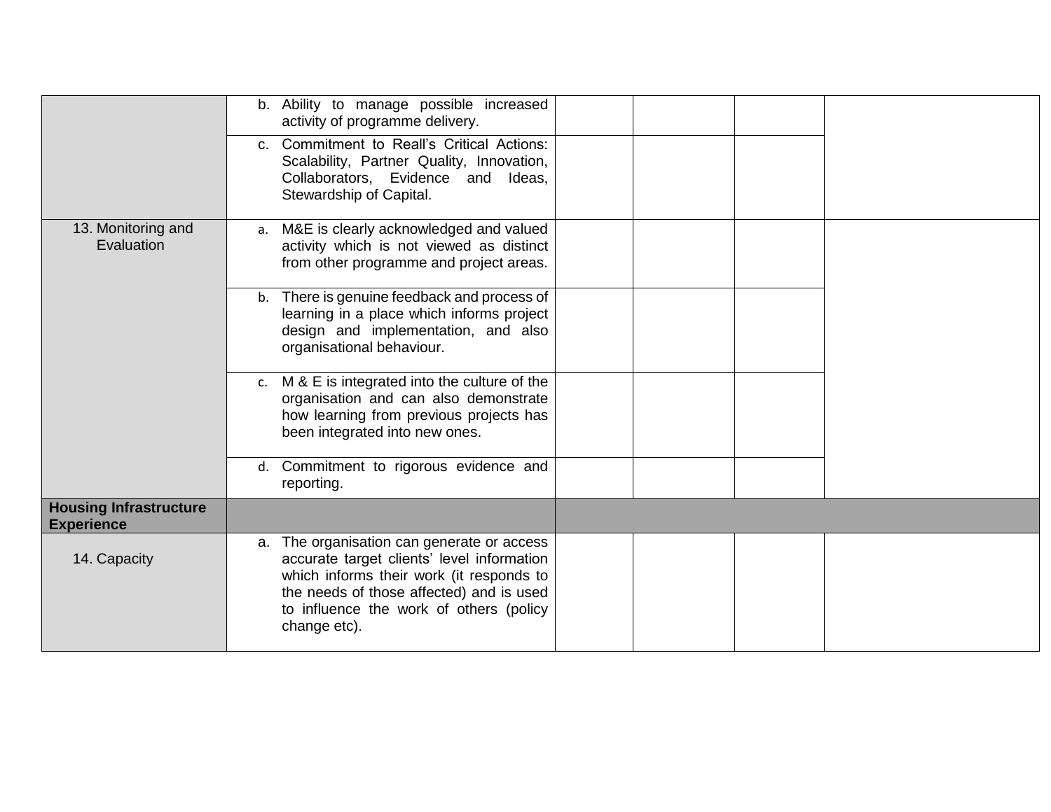| | | | | | |
|---|---|---|---|---|---|
| | b. Ability to manage possible increased activity of programme delivery. | | | | |
| | c. Commitment to Reall's Critical Actions: Scalability, Partner Quality, Innovation, Collaborators, Evidence and Ideas, Stewardship of Capital. | | | | |
| 13. Monitoring and Evaluation | a. M&E is clearly acknowledged and valued activity which is not viewed as distinct from other programme and project areas. | | | | |
| | b. There is genuine feedback and process of learning in a place which informs project design and implementation, and also organisational behaviour. | | | | |
| | c. M & E is integrated into the culture of the organisation and can also demonstrate how learning from previous projects has been integrated into new ones. | | | | |
| | d. Commitment to rigorous evidence and reporting. | | | | |
| **Housing Infrastructure Experience** | | | | | |
| 14. Capacity | a. The organisation can generate or access accurate target clients' level information which informs their work (it responds to the needs of those affected) and is used to influence the work of others (policy change etc). | | | | |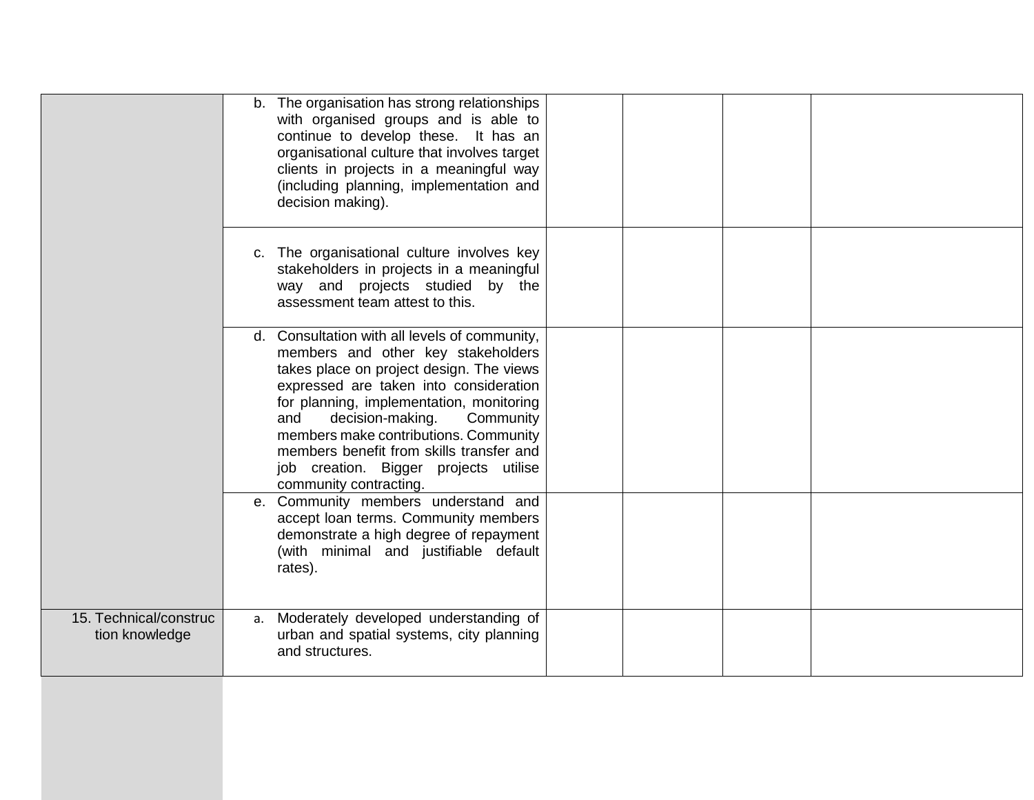| | | | | | |
|---|---|---|---|---|---|
| | b. The organisation has strong relationships with organised groups and is able to continue to develop these. It has an organisational culture that involves target clients in projects in a meaningful way (including planning, implementation and decision making). | | | | |
| | c. The organisational culture involves key stakeholders in projects in a meaningful way and projects studied by the assessment team attest to this. | | | | |
| | d. Consultation with all levels of community, members and other key stakeholders takes place on project design. The views expressed are taken into consideration for planning, implementation, monitoring and decision-making. Community members make contributions. Community members benefit from skills transfer and job creation. Bigger projects utilise community contracting. | | | | |
| | e. Community members understand and accept loan terms. Community members demonstrate a high degree of repayment (with minimal and justifiable default rates). | | | | |
| 15. Technical/construction knowledge | a. Moderately developed understanding of urban and spatial systems, city planning and structures. | | | | |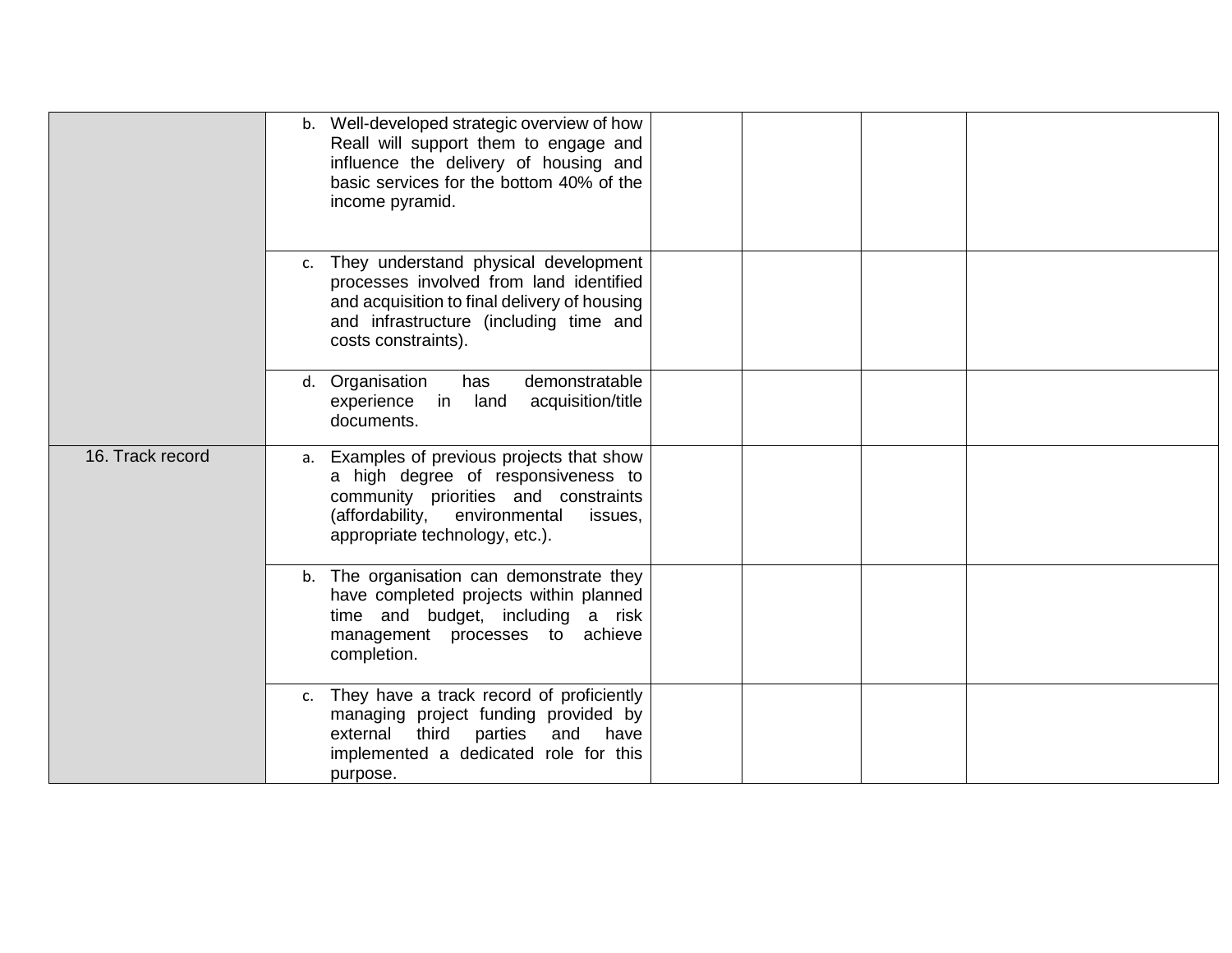| | | | | | |
|---|---|---|---|---|---|
| | b. Well-developed strategic overview of how Reall will support them to engage and influence the delivery of housing and basic services for the bottom 40% of the income pyramid. | | | | |
| | c. They understand physical development processes involved from land identified and acquisition to final delivery of housing and infrastructure (including time and costs constraints). | | | | |
| | d. Organisation has demonstratable experience in land acquisition/title documents. | | | | |
| 16. Track record | a. Examples of previous projects that show a high degree of responsiveness to community priorities and constraints (affordability, environmental issues, appropriate technology, etc.). | | | | |
| | b. The organisation can demonstrate they have completed projects within planned time and budget, including a risk management processes to achieve completion. | | | | |
| | c. They have a track record of proficiently managing project funding provided by external third parties and have implemented a dedicated role for this purpose. | | | | |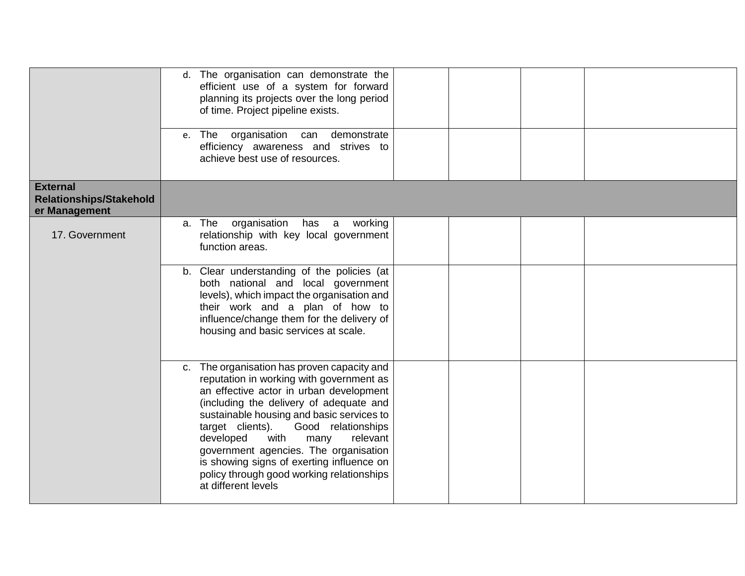|  |  |  |  |  |  |
|---|---|---|---|---|---|
|  | d. The organisation can demonstrate the efficient use of a system for forward planning its projects over the long period of time. Project pipeline exists. |  |  |  |  |
|  | e. The organisation can demonstrate efficiency awareness and strives to achieve best use of resources. |  |  |  |  |
| **External Relationships/Stakeholder Management** |  |  |  |  |  |
| 17. Government | a. The organisation has a working relationship with key local government function areas. |  |  |  |  |
|  | b. Clear understanding of the policies (at both national and local government levels), which impact the organisation and their work and a plan of how to influence/change them for the delivery of housing and basic services at scale. |  |  |  |  |
|  | c. The organisation has proven capacity and reputation in working with government as an effective actor in urban development (including the delivery of adequate and sustainable housing and basic services to target clients). Good relationships developed with many relevant government agencies. The organisation is showing signs of exerting influence on policy through good working relationships at different levels |  |  |  |  |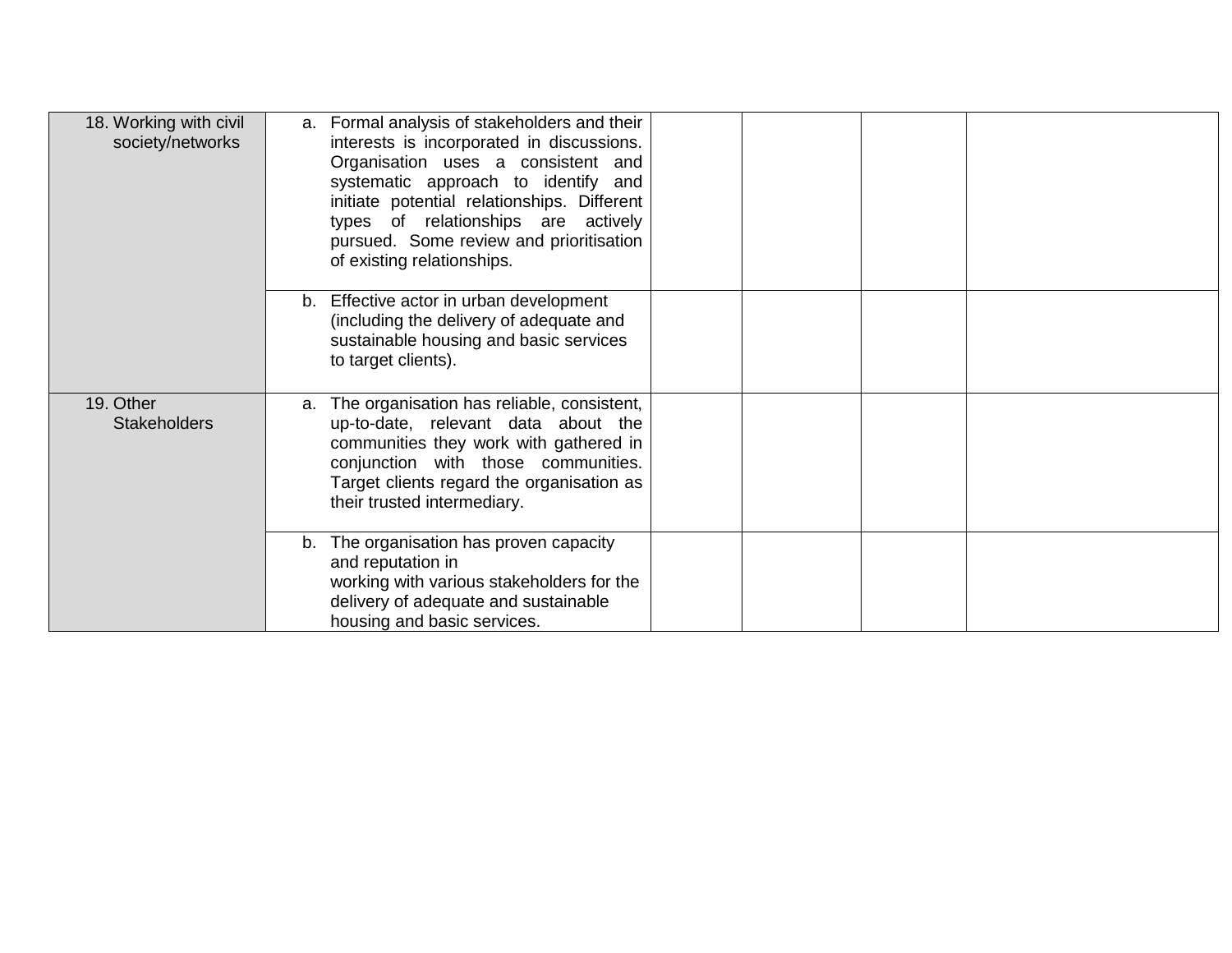| | | | | | |
|---|---|---|---|---|---|
| 18. Working with civil society/networks | a. Formal analysis of stakeholders and their interests is incorporated in discussions. Organisation uses a consistent and systematic approach to identify and initiate potential relationships. Different types of relationships are actively pursued. Some review and prioritisation of existing relationships. | | | | |
| | b. Effective actor in urban development (including the delivery of adequate and sustainable housing and basic services to target clients). | | | | |
| 19. Other Stakeholders | a. The organisation has reliable, consistent, up-to-date, relevant data about the communities they work with gathered in conjunction with those communities. Target clients regard the organisation as their trusted intermediary. | | | | |
| | b. The organisation has proven capacity and reputation in working with various stakeholders for the delivery of adequate and sustainable housing and basic services. | | | | |